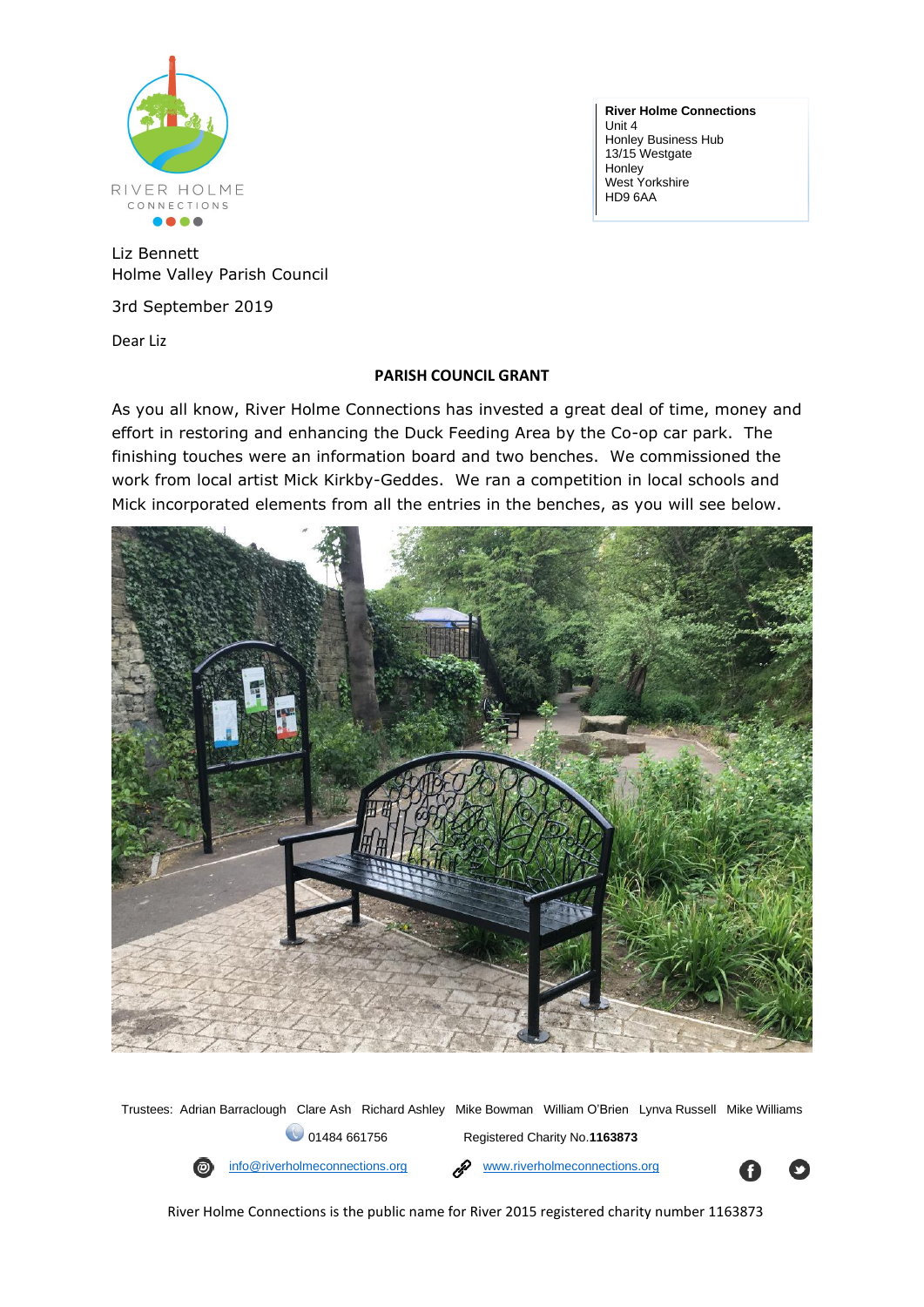**River Holme Connections**
Unit 4
Honley Business Hub
13/15 Westgate
Honley
West Yorkshire
HD9 6AA

Liz Bennett
Holme Valley Parish Council

3rd September 2019

Dear Liz

**PARISH COUNCIL GRANT**

As you all know, River Holme Connections has invested a great deal of time, money and effort in restoring and enhancing the Duck Feeding Area by the Co-op car park. The finishing touches were an information board and two benches. We commissioned the work from local artist Mick Kirkby-Geddes. We ran a competition in local schools and Mick incorporated elements from all the entries in the benches, as you will see below.

Trustees: Adrian Barraclough Clare Ash Richard Ashley Mike Bowman William O'Brien Lynva Russell Mike Williams

01484 661756 Registered Charity No.**1163873**

info@riverholmeconnections.org www.riverholmeconnections.org

River Holme Connections is the public name for River 2015 registered charity number 1163873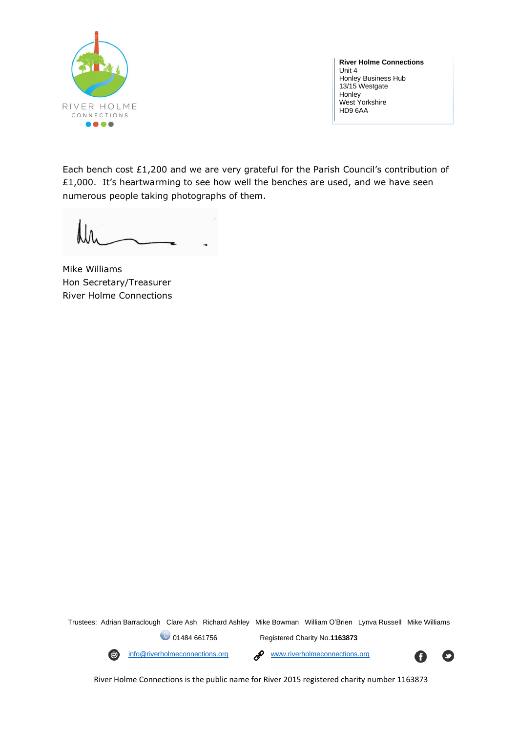River Holme Connections
RIVER HOLME
CONNECTIONS

**River Holme Connections**
Unit 4
Honley Business Hub
13/15 Westgate
Honley
West Yorkshire
HD9 6AA

Each bench cost £1,200 and we are very grateful for the Parish Council's contribution of £1,000. It's heartwarming to see how well the benches are used, and we have seen numerous people taking photographs of them.

Mike Williams
Hon Secretary/Treasurer
River Holme Connections

Trustees: Adrian Barraclough Clare Ash Richard Ashley Mike Bowman William O'Brien Lynva Russell Mike Williams

01484 661756 Registered Charity No.**1163873**

info@riverholmeconnections.org www.riverholmeconnections.org

River Holme Connections is the public name for River 2015 registered charity number 1163873